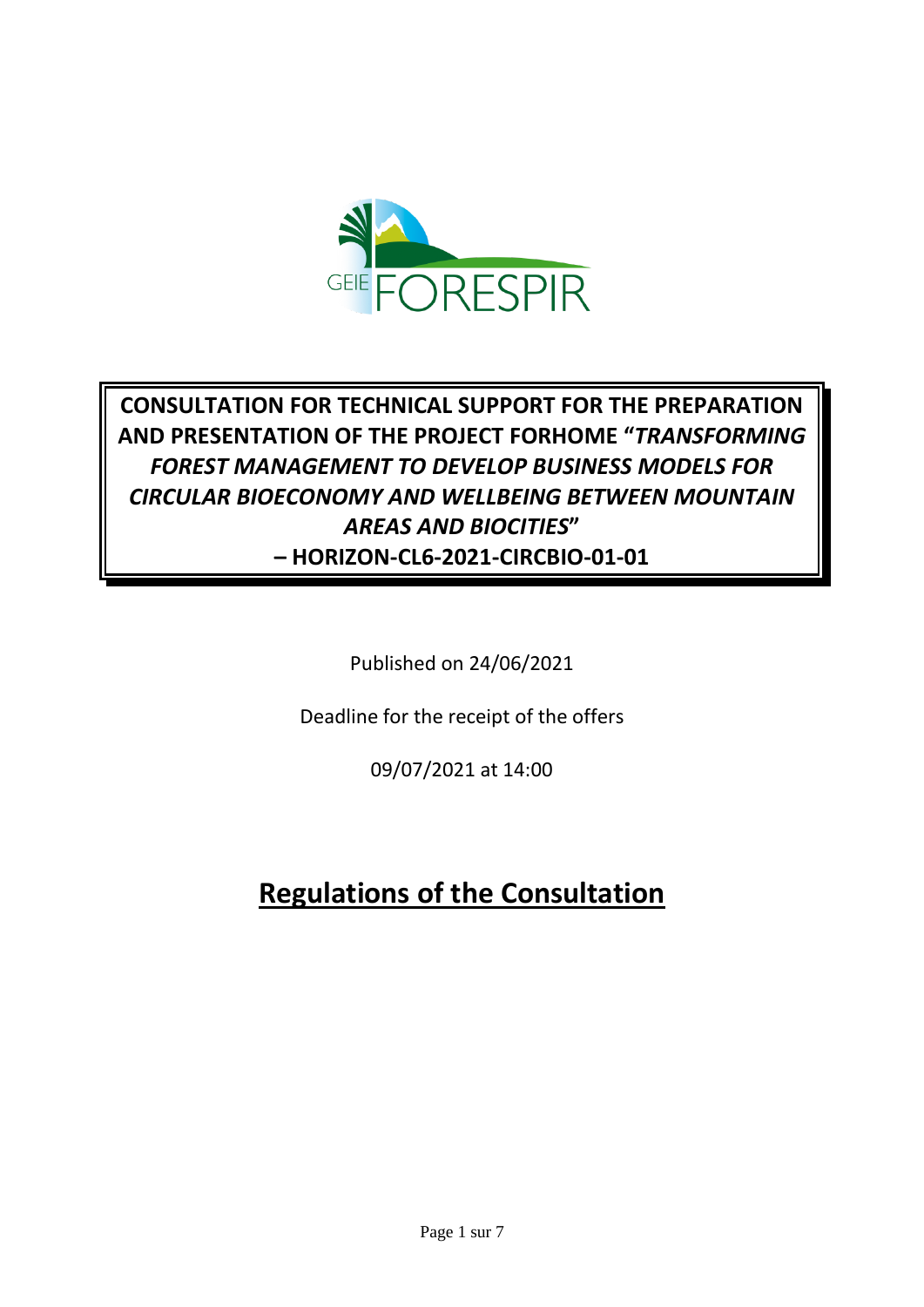GEIE FORESPIR

**CONSULTATION FOR TECHNICAL SUPPORT FOR THE PREPARATION AND PRESENTATION OF THE PROJECT FORHOME "*TRANSFORMING FOREST MANAGEMENT TO DEVELOP BUSINESS MODELS FOR CIRCULAR BIOECONOMY AND WELLBEING BETWEEN MOUNTAIN AREAS AND BIOCITIES*"**
**– HORIZON-CL6-2021-CIRCBIO-01-01**

Published on 24/06/2021

Deadline for the receipt of the offers

09/07/2021 at 14:00

# Regulations of the Consultation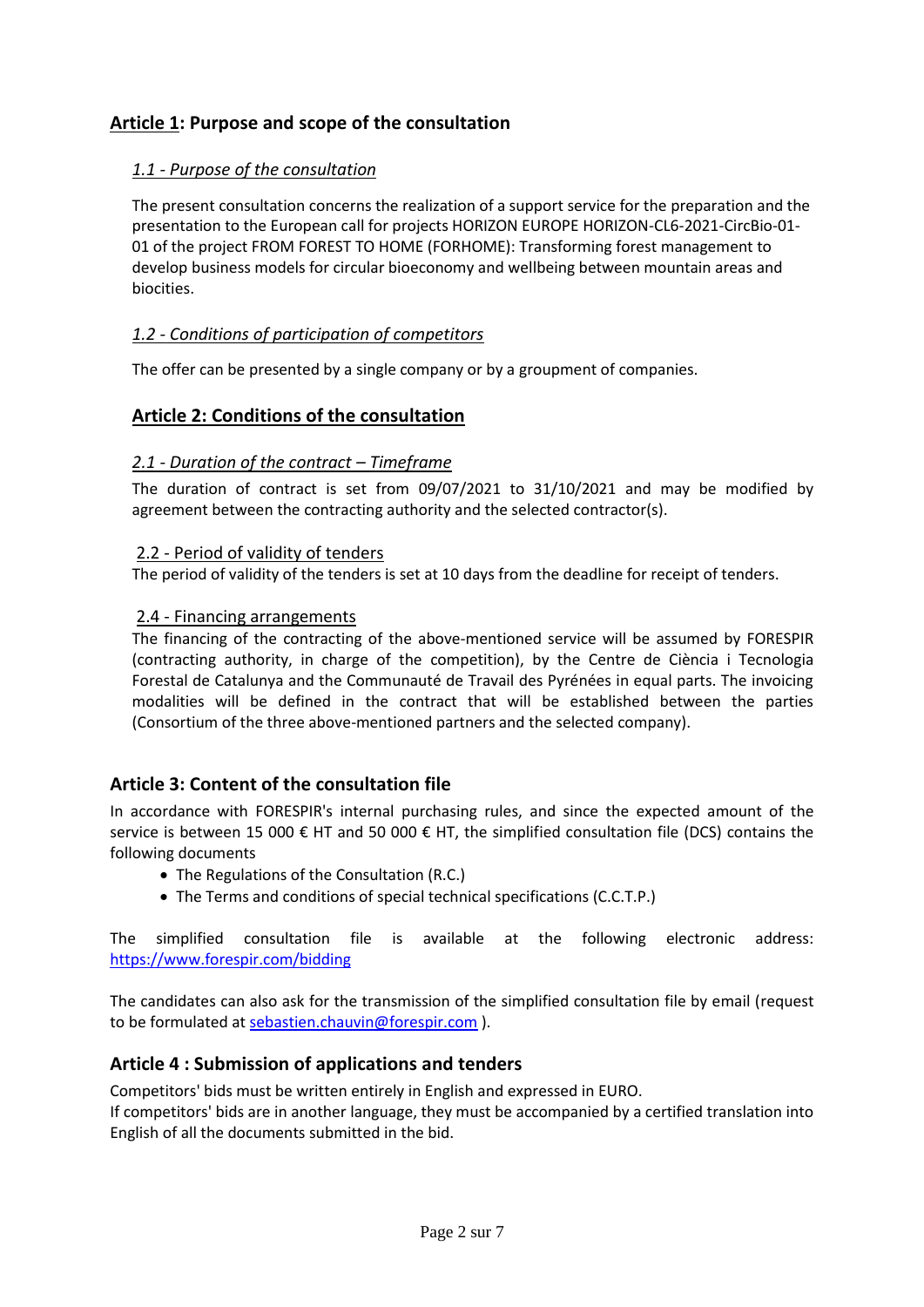## Article 1: Purpose and scope of the consultation

### *1.1 - Purpose of the consultation*

The present consultation concerns the realization of a support service for the preparation and the presentation to the European call for projects HORIZON EUROPE HORIZON-CL6-2021-CircBio-01-01 of the project FROM FOREST TO HOME (FORHOME): Transforming forest management to develop business models for circular bioeconomy and wellbeing between mountain areas and biocities.

### *1.2 - Conditions of participation of competitors*

The offer can be presented by a single company or by a groupment of companies.

## Article 2: Conditions of the consultation

### *2.1 - Duration of the contract – Timeframe*

The duration of contract is set from 09/07/2021 to 31/10/2021 and may be modified by agreement between the contracting authority and the selected contractor(s).

### 2.2 - Period of validity of tenders

The period of validity of the tenders is set at 10 days from the deadline for receipt of tenders.

### 2.4 - Financing arrangements

The financing of the contracting of the above-mentioned service will be assumed by FORESPIR (contracting authority, in charge of the competition), by the Centre de Ciència i Tecnologia Forestal de Catalunya and the Communauté de Travail des Pyrénées in equal parts. The invoicing modalities will be defined in the contract that will be established between the parties (Consortium of the three above-mentioned partners and the selected company).

## Article 3: Content of the consultation file

In accordance with FORESPIR's internal purchasing rules, and since the expected amount of the service is between 15 000 € HT and 50 000 € HT, the simplified consultation file (DCS) contains the following documents

- The Regulations of the Consultation (R.C.)
- The Terms and conditions of special technical specifications (C.C.T.P.)

The simplified consultation file is available at the following electronic address: https://www.forespir.com/bidding

The candidates can also ask for the transmission of the simplified consultation file by email (request to be formulated at sebastien.chauvin@forespir.com ).

## Article 4 : Submission of applications and tenders

Competitors' bids must be written entirely in English and expressed in EURO.
If competitors' bids are in another language, they must be accompanied by a certified translation into English of all the documents submitted in the bid.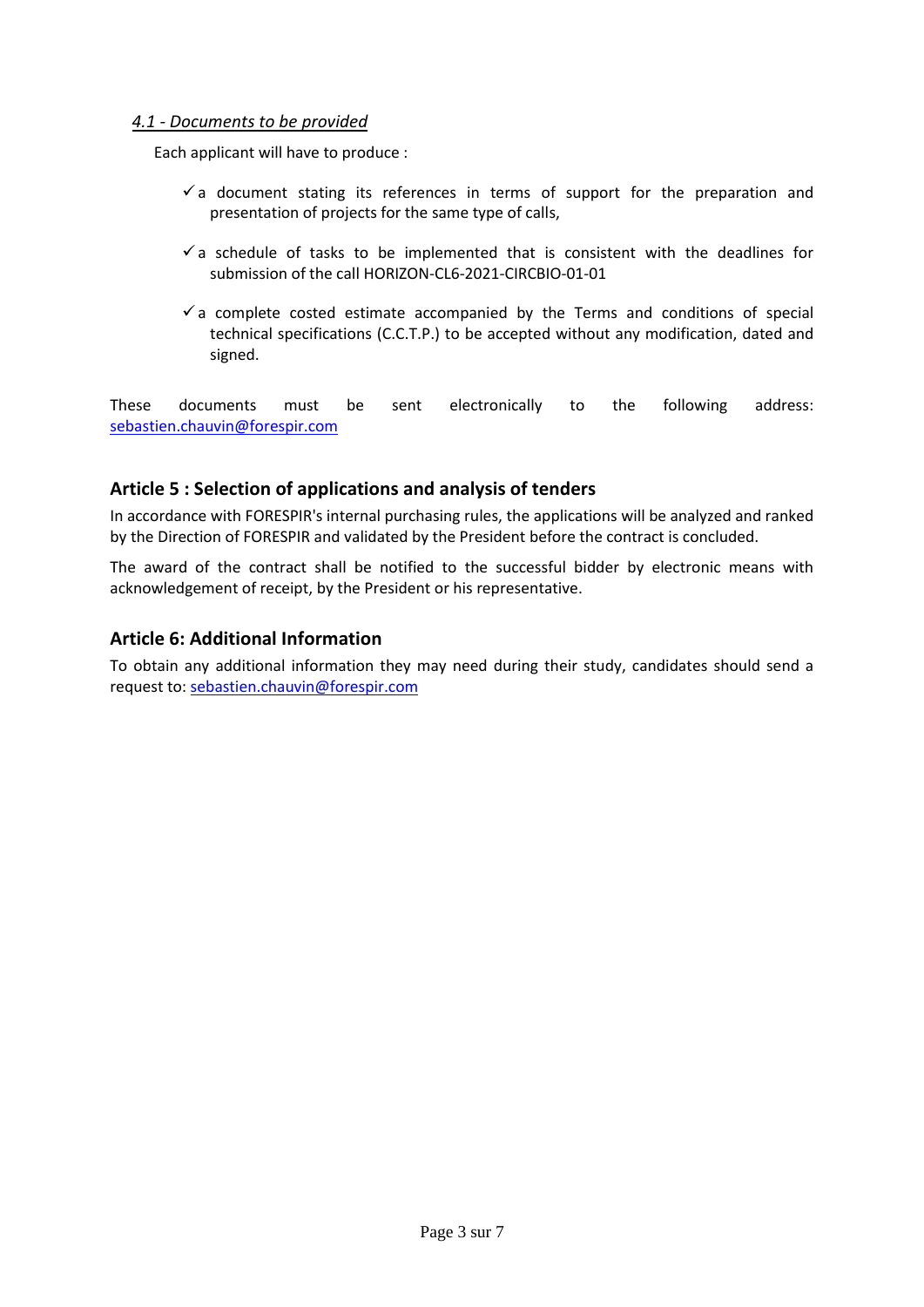### *4.1 - Documents to be provided*

Each applicant will have to produce :

- ✓ a document stating its references in terms of support for the preparation and presentation of projects for the same type of calls,
- ✓ a schedule of tasks to be implemented that is consistent with the deadlines for submission of the call HORIZON-CL6-2021-CIRCBIO-01-01
- ✓ a complete costed estimate accompanied by the Terms and conditions of special technical specifications (C.C.T.P.) to be accepted without any modification, dated and signed.

These documents must be sent electronically to the following address: sebastien.chauvin@forespir.com

## Article 5 : Selection of applications and analysis of tenders

In accordance with FORESPIR's internal purchasing rules, the applications will be analyzed and ranked by the Direction of FORESPIR and validated by the President before the contract is concluded.

The award of the contract shall be notified to the successful bidder by electronic means with acknowledgement of receipt, by the President or his representative.

## Article 6: Additional Information

To obtain any additional information they may need during their study, candidates should send a request to: sebastien.chauvin@forespir.com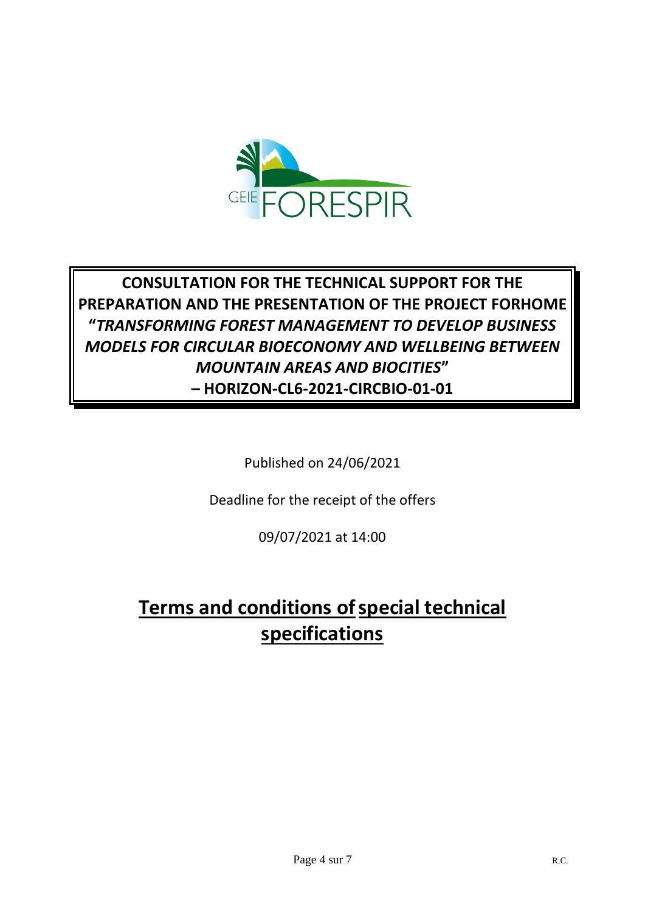**CONSULTATION FOR THE TECHNICAL SUPPORT FOR THE PREPARATION AND THE PRESENTATION OF THE PROJECT FORHOME "*TRANSFORMING FOREST MANAGEMENT TO DEVELOP BUSINESS MODELS FOR CIRCULAR BIOECONOMY AND WELLBEING BETWEEN MOUNTAIN AREAS AND BIOCITIES*" – HORIZON-CL6-2021-CIRCBIO-01-01**

Published on 24/06/2021

Deadline for the receipt of the offers

09/07/2021 at 14:00

# Terms and conditions of special technical specifications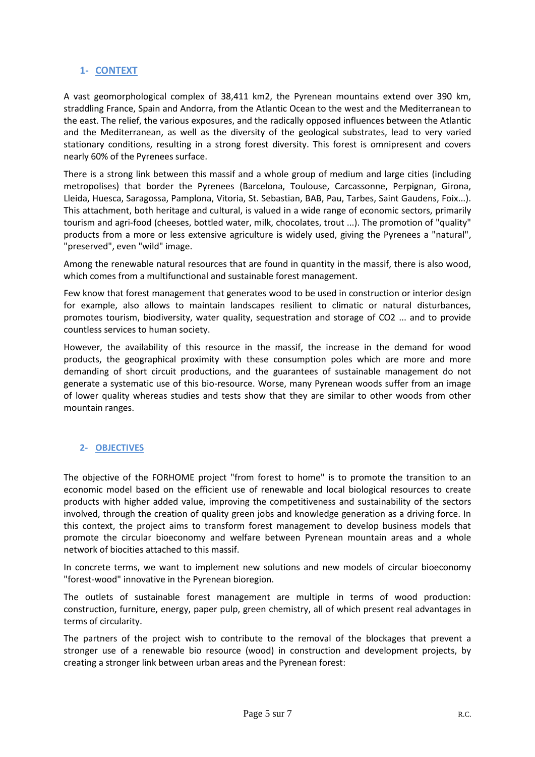## 1- CONTEXT

A vast geomorphological complex of 38,411 km2, the Pyrenean mountains extend over 390 km, straddling France, Spain and Andorra, from the Atlantic Ocean to the west and the Mediterranean to the east. The relief, the various exposures, and the radically opposed influences between the Atlantic and the Mediterranean, as well as the diversity of the geological substrates, lead to very varied stationary conditions, resulting in a strong forest diversity. This forest is omnipresent and covers nearly 60% of the Pyrenees surface.

There is a strong link between this massif and a whole group of medium and large cities (including metropolises) that border the Pyrenees (Barcelona, Toulouse, Carcassonne, Perpignan, Girona, Lleida, Huesca, Saragossa, Pamplona, Vitoria, St. Sebastian, BAB, Pau, Tarbes, Saint Gaudens, Foix...). This attachment, both heritage and cultural, is valued in a wide range of economic sectors, primarily tourism and agri-food (cheeses, bottled water, milk, chocolates, trout ...). The promotion of "quality" products from a more or less extensive agriculture is widely used, giving the Pyrenees a "natural", "preserved", even "wild" image.

Among the renewable natural resources that are found in quantity in the massif, there is also wood, which comes from a multifunctional and sustainable forest management.

Few know that forest management that generates wood to be used in construction or interior design for example, also allows to maintain landscapes resilient to climatic or natural disturbances, promotes tourism, biodiversity, water quality, sequestration and storage of $CO_2$ ... and to provide countless services to human society.

However, the availability of this resource in the massif, the increase in the demand for wood products, the geographical proximity with these consumption poles which are more and more demanding of short circuit productions, and the guarantees of sustainable management do not generate a systematic use of this bio-resource. Worse, many Pyrenean woods suffer from an image of lower quality whereas studies and tests show that they are similar to other woods from other mountain ranges.

## 2- OBJECTIVES

The objective of the FORHOME project "from forest to home" is to promote the transition to an economic model based on the efficient use of renewable and local biological resources to create products with higher added value, improving the competitiveness and sustainability of the sectors involved, through the creation of quality green jobs and knowledge generation as a driving force. In this context, the project aims to transform forest management to develop business models that promote the circular bioeconomy and welfare between Pyrenean mountain areas and a whole network of biocities attached to this massif.

In concrete terms, we want to implement new solutions and new models of circular bioeconomy "forest-wood" innovative in the Pyrenean bioregion.

The outlets of sustainable forest management are multiple in terms of wood production: construction, furniture, energy, paper pulp, green chemistry, all of which present real advantages in terms of circularity.

The partners of the project wish to contribute to the removal of the blockages that prevent a stronger use of a renewable bio resource (wood) in construction and development projects, by creating a stronger link between urban areas and the Pyrenean forest: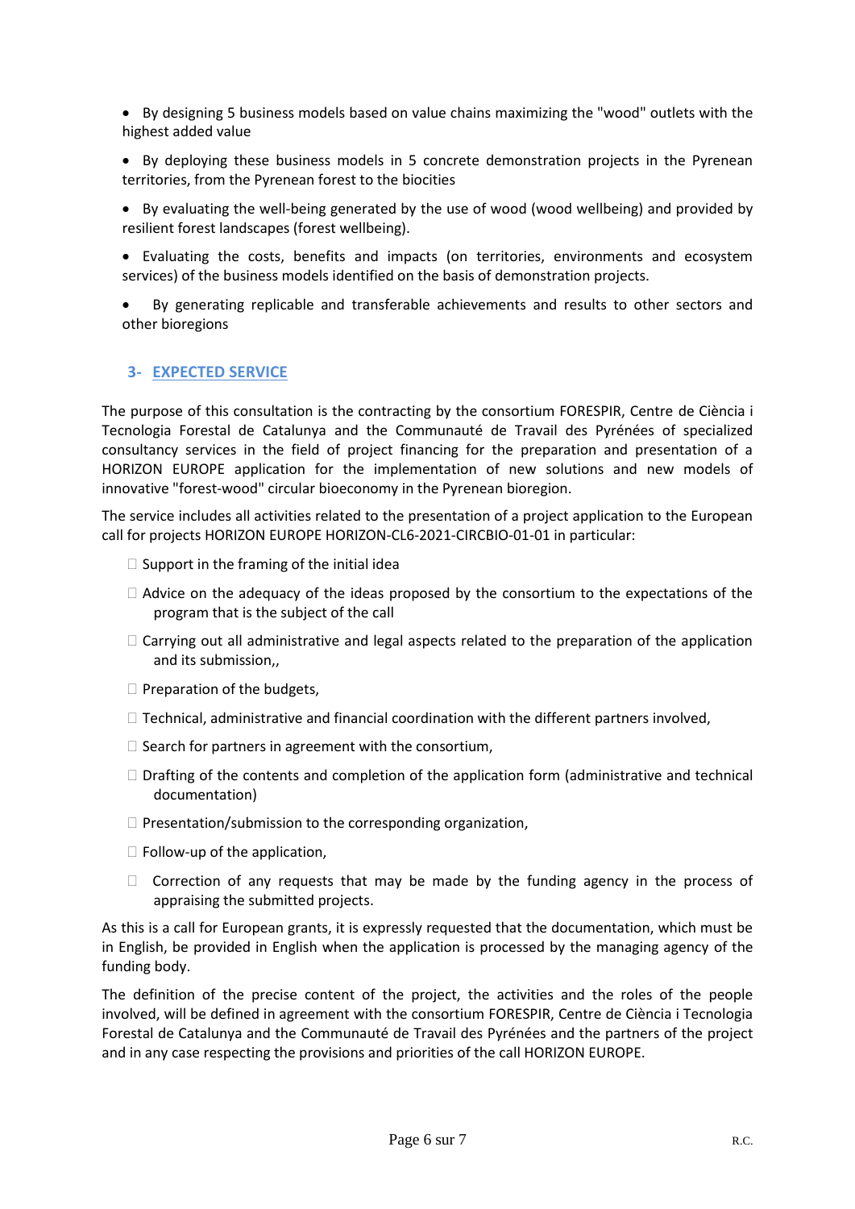- By designing 5 business models based on value chains maximizing the "wood" outlets with the highest added value
- By deploying these business models in 5 concrete demonstration projects in the Pyrenean territories, from the Pyrenean forest to the biocities
- By evaluating the well-being generated by the use of wood (wood wellbeing) and provided by resilient forest landscapes (forest wellbeing).
- Evaluating the costs, benefits and impacts (on territories, environments and ecosystem services) of the business models identified on the basis of demonstration projects.
- By generating replicable and transferable achievements and results to other sectors and other bioregions

## 3- EXPECTED SERVICE

The purpose of this consultation is the contracting by the consortium FORESPIR, Centre de Ciència i Tecnologia Forestal de Catalunya and the Communauté de Travail des Pyrénées of specialized consultancy services in the field of project financing for the preparation and presentation of a HORIZON EUROPE application for the implementation of new solutions and new models of innovative "forest-wood" circular bioeconomy in the Pyrenean bioregion.

The service includes all activities related to the presentation of a project application to the European call for projects HORIZON EUROPE HORIZON-CL6-2021-CIRCBIO-01-01 in particular:

- Support in the framing of the initial idea
- Advice on the adequacy of the ideas proposed by the consortium to the expectations of the program that is the subject of the call
- Carrying out all administrative and legal aspects related to the preparation of the application and its submission,,
- Preparation of the budgets,
- Technical, administrative and financial coordination with the different partners involved,
- Search for partners in agreement with the consortium,
- Drafting of the contents and completion of the application form (administrative and technical documentation)
- Presentation/submission to the corresponding organization,
- Follow-up of the application,
- Correction of any requests that may be made by the funding agency in the process of appraising the submitted projects.

As this is a call for European grants, it is expressly requested that the documentation, which must be in English, be provided in English when the application is processed by the managing agency of the funding body.

The definition of the precise content of the project, the activities and the roles of the people involved, will be defined in agreement with the consortium FORESPIR, Centre de Ciència i Tecnologia Forestal de Catalunya and the Communauté de Travail des Pyrénées and the partners of the project and in any case respecting the provisions and priorities of the call HORIZON EUROPE.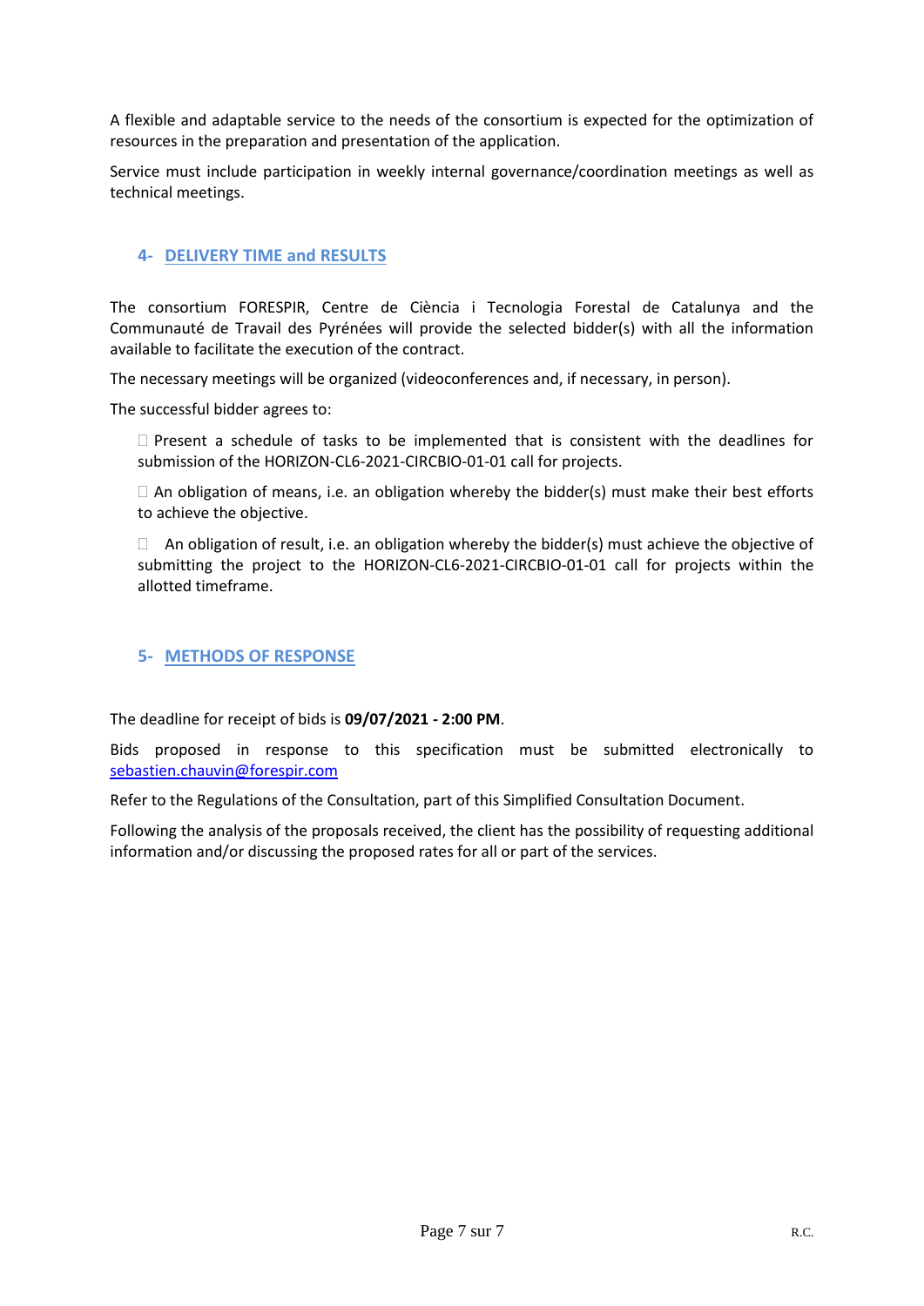A flexible and adaptable service to the needs of the consortium is expected for the optimization of resources in the preparation and presentation of the application.

Service must include participation in weekly internal governance/coordination meetings as well as technical meetings.

## 4- DELIVERY TIME and RESULTS

The consortium FORESPIR, Centre de Ciència i Tecnologia Forestal de Catalunya and the Communauté de Travail des Pyrénées will provide the selected bidder(s) with all the information available to facilitate the execution of the contract.

The necessary meetings will be organized (videoconferences and, if necessary, in person).

The successful bidder agrees to:

- Present a schedule of tasks to be implemented that is consistent with the deadlines for submission of the HORIZON-CL6-2021-CIRCBIO-01-01 call for projects.
- An obligation of means, i.e. an obligation whereby the bidder(s) must make their best efforts to achieve the objective.
- An obligation of result, i.e. an obligation whereby the bidder(s) must achieve the objective of submitting the project to the HORIZON-CL6-2021-CIRCBIO-01-01 call for projects within the allotted timeframe.

## 5- METHODS OF RESPONSE

The deadline for receipt of bids is **09/07/2021 - 2:00 PM**.

Bids proposed in response to this specification must be submitted electronically to sebastien.chauvin@forespir.com

Refer to the Regulations of the Consultation, part of this Simplified Consultation Document.

Following the analysis of the proposals received, the client has the possibility of requesting additional information and/or discussing the proposed rates for all or part of the services.